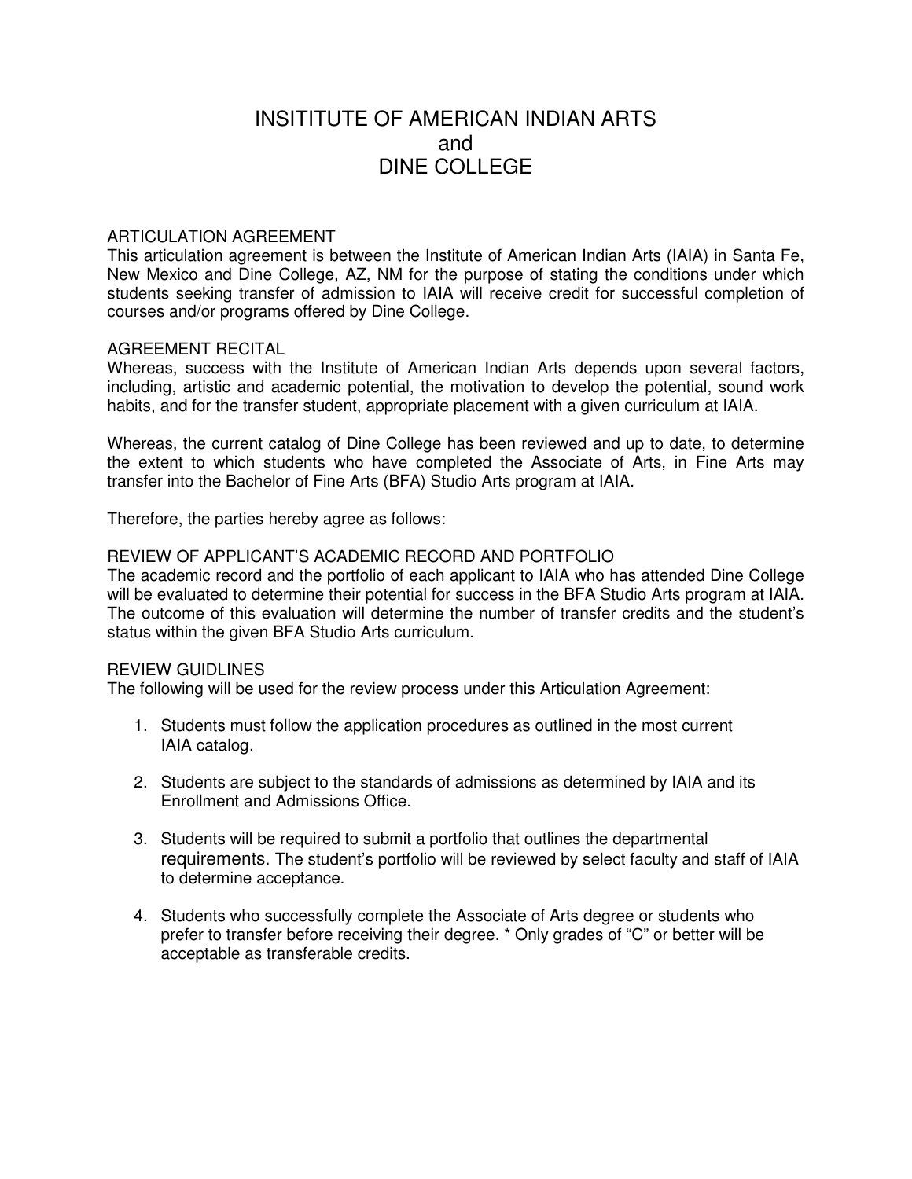# INSITITUTE OF AMERICAN INDIAN ARTS
# and
# DINE COLLEGE

## ARTICULATION AGREEMENT

This articulation agreement is between the Institute of American Indian Arts (IAIA) in Santa Fe, New Mexico and Dine College, AZ, NM for the purpose of stating the conditions under which students seeking transfer of admission to IAIA will receive credit for successful completion of courses and/or programs offered by Dine College.

## AGREEMENT RECITAL

Whereas, success with the Institute of American Indian Arts depends upon several factors, including, artistic and academic potential, the motivation to develop the potential, sound work habits, and for the transfer student, appropriate placement with a given curriculum at IAIA.

Whereas, the current catalog of Dine College has been reviewed and up to date, to determine the extent to which students who have completed the Associate of Arts, in Fine Arts may transfer into the Bachelor of Fine Arts (BFA) Studio Arts program at IAIA.

Therefore, the parties hereby agree as follows:

## REVIEW OF APPLICANT'S ACADEMIC RECORD AND PORTFOLIO

The academic record and the portfolio of each applicant to IAIA who has attended Dine College will be evaluated to determine their potential for success in the BFA Studio Arts program at IAIA. The outcome of this evaluation will determine the number of transfer credits and the student's status within the given BFA Studio Arts curriculum.

## REVIEW GUIDLINES

The following will be used for the review process under this Articulation Agreement:

1. Students must follow the application procedures as outlined in the most current IAIA catalog.

2. Students are subject to the standards of admissions as determined by IAIA and its Enrollment and Admissions Office.

3. Students will be required to submit a portfolio that outlines the departmental requirements. The student's portfolio will be reviewed by select faculty and staff of IAIA to determine acceptance.

4. Students who successfully complete the Associate of Arts degree or students who prefer to transfer before receiving their degree. * Only grades of "C" or better will be acceptable as transferable credits.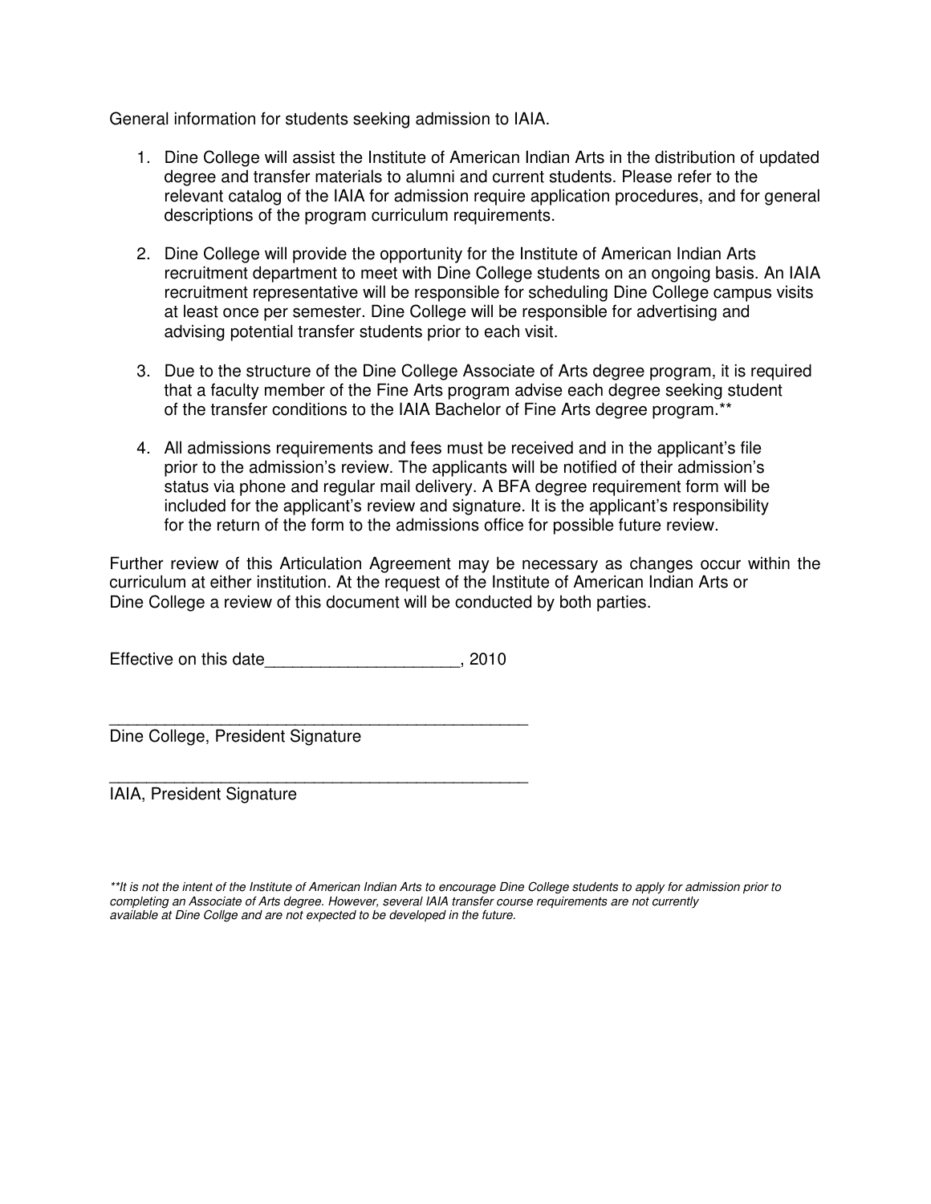General information for students seeking admission to IAIA.

1. Dine College will assist the Institute of American Indian Arts in the distribution of updated degree and transfer materials to alumni and current students. Please refer to the relevant catalog of the IAIA for admission require application procedures, and for general descriptions of the program curriculum requirements.

2. Dine College will provide the opportunity for the Institute of American Indian Arts recruitment department to meet with Dine College students on an ongoing basis. An IAIA recruitment representative will be responsible for scheduling Dine College campus visits at least once per semester. Dine College will be responsible for advertising and advising potential transfer students prior to each visit.

3. Due to the structure of the Dine College Associate of Arts degree program, it is required that a faculty member of the Fine Arts program advise each degree seeking student of the transfer conditions to the IAIA Bachelor of Fine Arts degree program.**

4. All admissions requirements and fees must be received and in the applicant's file prior to the admission's review. The applicants will be notified of their admission's status via phone and regular mail delivery. A BFA degree requirement form will be included for the applicant's review and signature. It is the applicant's responsibility for the return of the form to the admissions office for possible future review.

Further review of this Articulation Agreement may be necessary as changes occur within the curriculum at either institution. At the request of the Institute of American Indian Arts or Dine College a review of this document will be conducted by both parties.

Effective on this date_____________________, 2010

_______________________________________________
Dine College, President Signature

_______________________________________________
IAIA, President Signature

*\*\*It is not the intent of the Institute of American Indian Arts to encourage Dine College students to apply for admission prior to completing an Associate of Arts degree. However, several IAIA transfer course requirements are not currently available at Dine Collge and are not expected to be developed in the future.*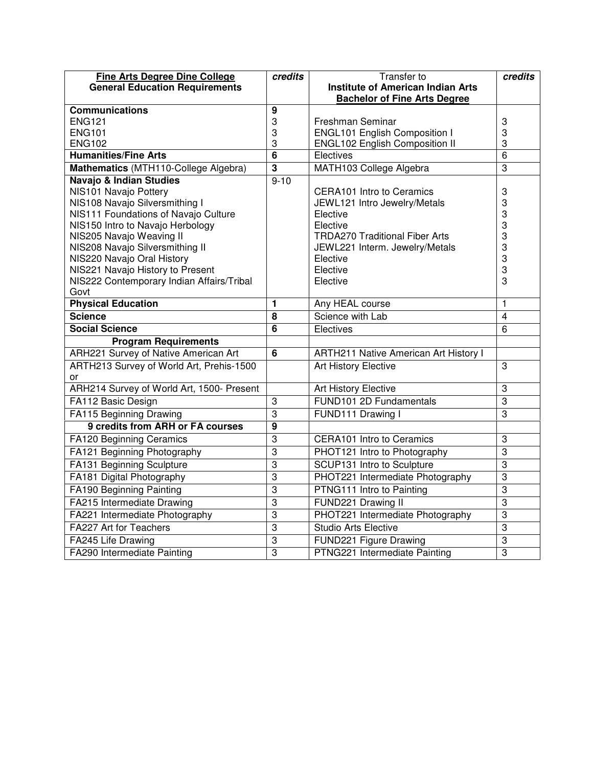| **Fine Arts Degree Dine College**<br>**General Education Requirements** | ***credits*** | Transfer to<br>**Institute of American Indian Arts**<br>**Bachelor of Fine Arts Degree** | ***credits*** |
|---|---|---|---|
| **Communications** | **9** | | |
| ENG121 | 3 | Freshman Seminar | 3 |
| ENG101 | 3 | ENGL101 English Composition I | 3 |
| ENG102 | 3 | ENGL102 English Composition II | 3 |
| **Humanities/Fine Arts** | **6** | Electives | 6 |
| **Mathematics** (MTH110-College Algebra) | **3** | MATH103 College Algebra | 3 |
| **Navajo & Indian Studies** | 9-10 | | |
| NIS101 Navajo Pottery | | CERA101 Intro to Ceramics | 3 |
| NIS108 Navajo Silversmithing I | | JEWL121 Intro Jewelry/Metals | 3 |
| NIS111 Foundations of Navajo Culture | | Elective | 3 |
| NIS150 Intro to Navajo Herbology | | Elective | 3 |
| NIS205 Navajo Weaving II | | TRDA270 Traditional Fiber Arts | 3 |
| NIS208 Navajo Silversmithing II | | JEWL221 Interm. Jewelry/Metals | 3 |
| NIS220 Navajo Oral History | | Elective | 3 |
| NIS221 Navajo History to Present | | Elective | 3 |
| NIS222 Contemporary Indian Affairs/Tribal Govt | | Elective | 3 |
| **Physical Education** | **1** | Any HEAL course | 1 |
| **Science** | **8** | Science with Lab | 4 |
| **Social Science** | **6** | Electives | 6 |
| **Program Requirements** | | | |
| ARH221 Survey of Native American Art | **6** | ARTH211 Native American Art History I | |
| ARTH213 Survey of World Art, Prehis-1500 or | | Art History Elective | 3 |
| ARH214 Survey of World Art, 1500- Present | | Art History Elective | 3 |
| FA112 Basic Design | 3 | FUND101 2D Fundamentals | 3 |
| FA115 Beginning Drawing | 3 | FUND111 Drawing I | 3 |
| **9 credits from ARH or FA courses** | **9** | | |
| FA120 Beginning Ceramics | 3 | CERA101 Intro to Ceramics | 3 |
| FA121 Beginning Photography | 3 | PHOT121 Intro to Photography | 3 |
| FA131 Beginning Sculpture | 3 | SCUP131 Intro to Sculpture | 3 |
| FA181 Digital Photography | 3 | PHOT221 Intermediate Photography | 3 |
| FA190 Beginning Painting | 3 | PTNG111 Intro to Painting | 3 |
| FA215 Intermediate Drawing | 3 | FUND221 Drawing II | 3 |
| FA221 Intermediate Photography | 3 | PHOT221 Intermediate Photography | 3 |
| FA227 Art for Teachers | 3 | Studio Arts Elective | 3 |
| FA245 Life Drawing | 3 | FUND221 Figure Drawing | 3 |
| FA290 Intermediate Painting | 3 | PTNG221 Intermediate Painting | 3 |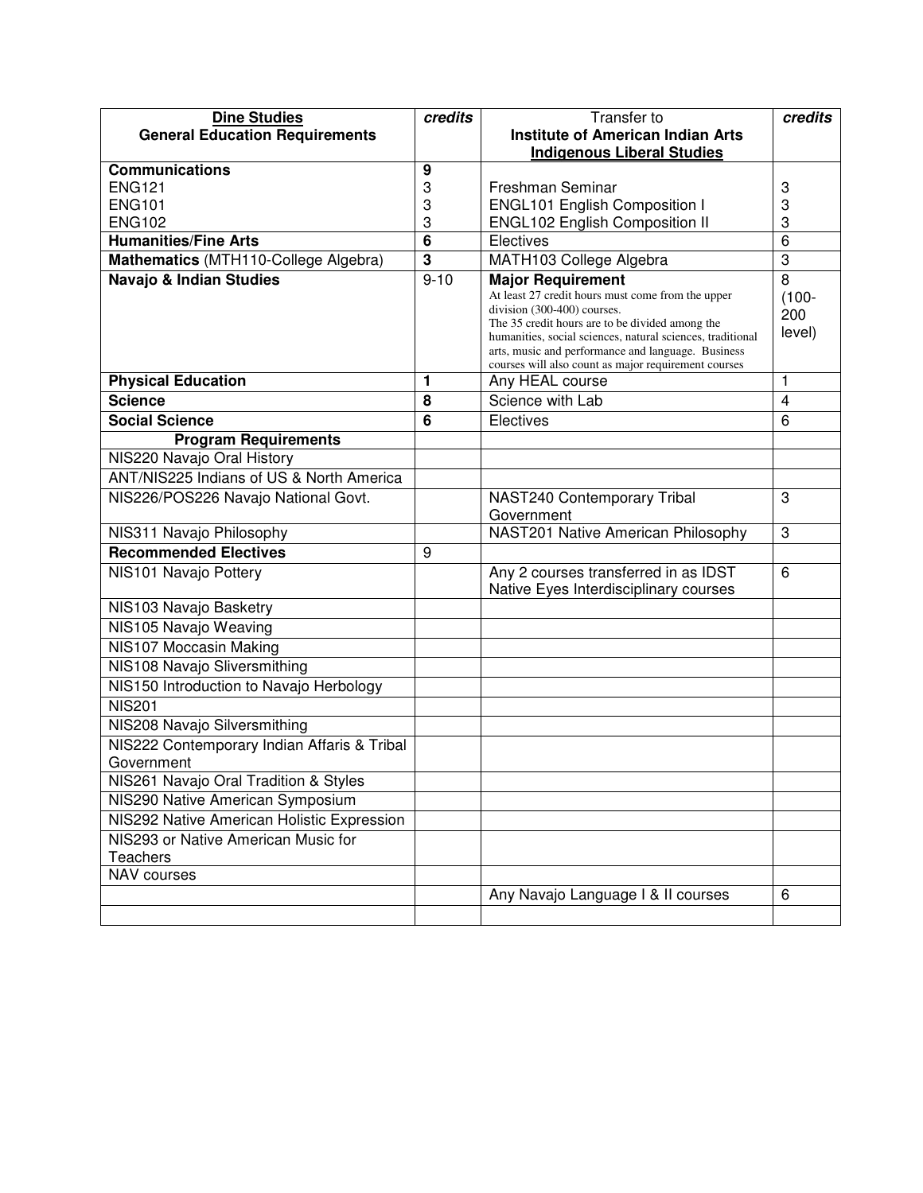| **Dine Studies General Education Requirements** | ***credits*** | Transfer to **Institute of American Indian Arts Indigenous Liberal Studies** | ***credits*** |
|---|---|---|---|
| **Communications** | **9** | | |
| ENG121 | 3 | Freshman Seminar | 3 |
| ENG101 | 3 | ENGL101 English Composition I | 3 |
| ENG102 | 3 | ENGL102 English Composition II | 3 |
| **Humanities/Fine Arts** | **6** | Electives | 6 |
| **Mathematics** (MTH110-College Algebra) | **3** | MATH103 College Algebra | 3 |
| **Navajo & Indian Studies** | 9-10 | **Major Requirement** At least 27 credit hours must come from the upper division (300-400) courses. The 35 credit hours are to be divided among the humanities, social sciences, natural sciences, traditional arts, music and performance and language. Business courses will also count as major requirement courses | 8 (100-200 level) |
| **Physical Education** | **1** | Any HEAL course | 1 |
| **Science** | **8** | Science with Lab | 4 |
| **Social Science** | **6** | Electives | 6 |
| **Program Requirements** | | | |
| NIS220 Navajo Oral History | | | |
| ANT/NIS225 Indians of US & North America | | | |
| NIS226/POS226 Navajo National Govt. | | NAST240 Contemporary Tribal Government | 3 |
| NIS311 Navajo Philosophy | | NAST201 Native American Philosophy | 3 |
| **Recommended Electives** | 9 | | |
| NIS101 Navajo Pottery | | Any 2 courses transferred in as IDST Native Eyes Interdisciplinary courses | 6 |
| NIS103 Navajo Basketry | | | |
| NIS105 Navajo Weaving | | | |
| NIS107 Moccasin Making | | | |
| NIS108 Navajo Sliversmithing | | | |
| NIS150 Introduction to Navajo Herbology | | | |
| NIS201 | | | |
| NIS208 Navajo Silversmithing | | | |
| NIS222 Contemporary Indian Affaris & Tribal Government | | | |
| NIS261 Navajo Oral Tradition & Styles | | | |
| NIS290 Native American Symposium | | | |
| NIS292 Native American Holistic Expression | | | |
| NIS293 or Native American Music for Teachers | | | |
| NAV courses | | | |
| | | Any Navajo Language I & II courses | 6 |
| | | | |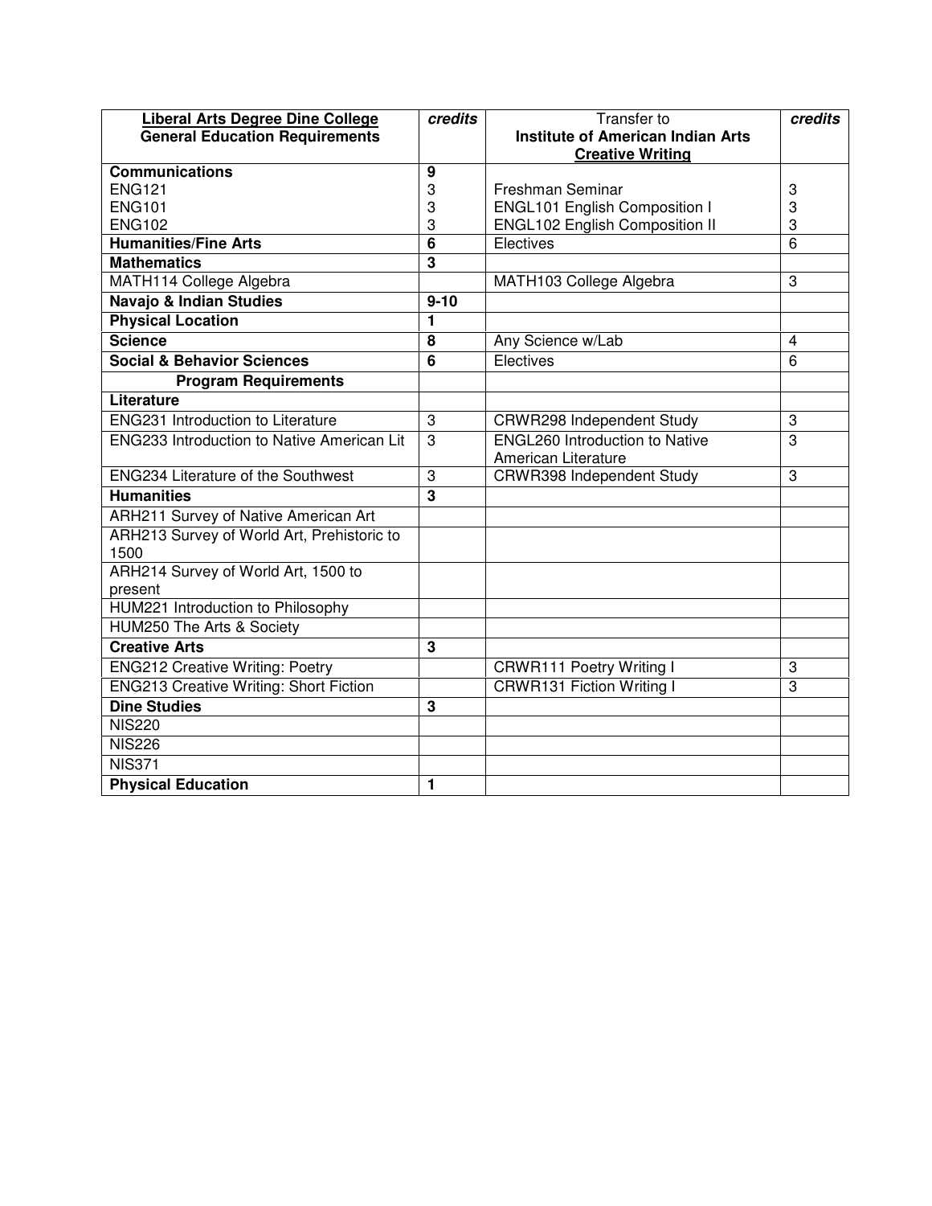| **Liberal Arts Degree Dine College General Education Requirements** | ***credits*** | Transfer to **Institute of American Indian Arts Creative Writing** | ***credits*** |
|---|---|---|---|
| **Communications** | **9** | | |
| ENG121 | 3 | Freshman Seminar | 3 |
| ENG101 | 3 | ENGL101 English Composition I | 3 |
| ENG102 | 3 | ENGL102 English Composition II | 3 |
| **Humanities/Fine Arts** | **6** | Electives | 6 |
| **Mathematics** | **3** | | |
| MATH114 College Algebra | | MATH103 College Algebra | 3 |
| **Navajo & Indian Studies** | **9-10** | | |
| **Physical Location** | **1** | | |
| **Science** | **8** | Any Science w/Lab | 4 |
| **Social & Behavior Sciences** | **6** | Electives | 6 |
| **Program Requirements** | | | |
| **Literature** | | | |
| ENG231 Introduction to Literature | 3 | CRWR298 Independent Study | 3 |
| ENG233 Introduction to Native American Lit | 3 | ENGL260 Introduction to Native American Literature | 3 |
| ENG234 Literature of the Southwest | 3 | CRWR398 Independent Study | 3 |
| **Humanities** | **3** | | |
| ARH211 Survey of Native American Art | | | |
| ARH213 Survey of World Art, Prehistoric to 1500 | | | |
| ARH214 Survey of World Art, 1500 to present | | | |
| HUM221 Introduction to Philosophy | | | |
| HUM250 The Arts & Society | | | |
| **Creative Arts** | **3** | | |
| ENG212 Creative Writing: Poetry | | CRWR111 Poetry Writing I | 3 |
| ENG213 Creative Writing: Short Fiction | | CRWR131 Fiction Writing I | 3 |
| **Dine Studies** | **3** | | |
| NIS220 | | | |
| NIS226 | | | |
| NIS371 | | | |
| **Physical Education** | **1** | | |